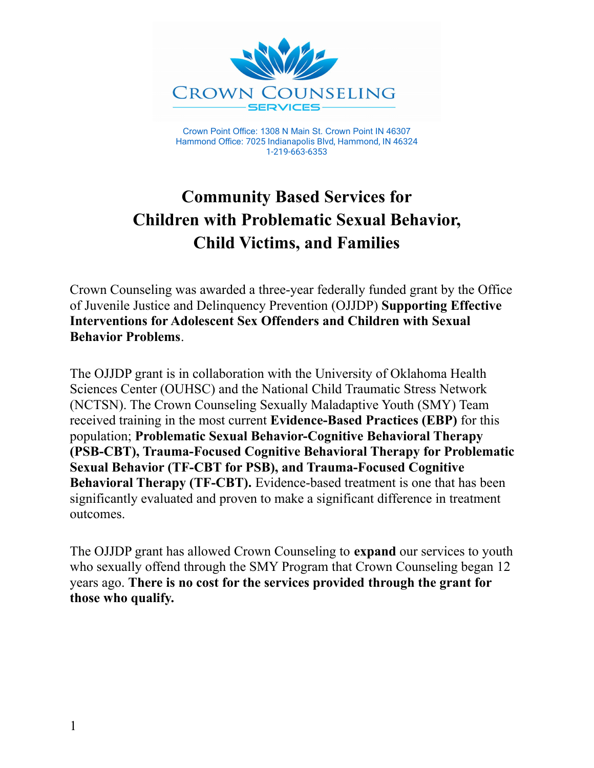CROWN COUNSELING SERVICES

Crown Point Office: 1308 N Main St. Crown Point IN 46307
Hammond Office: 7025 Indianapolis Blvd, Hammond, IN 46324
1-219-663-6353

# Community Based Services for Children with Problematic Sexual Behavior, Child Victims, and Families

Crown Counseling was awarded a three-year federally funded grant by the Office of Juvenile Justice and Delinquency Prevention (OJJDP) **Supporting Effective Interventions for Adolescent Sex Offenders and Children with Sexual Behavior Problems**.

The OJJDP grant is in collaboration with the University of Oklahoma Health Sciences Center (OUHSC) and the National Child Traumatic Stress Network (NCTSN). The Crown Counseling Sexually Maladaptive Youth (SMY) Team received training in the most current **Evidence-Based Practices (EBP)** for this population; **Problematic Sexual Behavior-Cognitive Behavioral Therapy (PSB-CBT), Trauma-Focused Cognitive Behavioral Therapy for Problematic Sexual Behavior (TF-CBT for PSB), and Trauma-Focused Cognitive Behavioral Therapy (TF-CBT).** Evidence-based treatment is one that has been significantly evaluated and proven to make a significant difference in treatment outcomes.

The OJJDP grant has allowed Crown Counseling to **expand** our services to youth who sexually offend through the SMY Program that Crown Counseling began 12 years ago. **There is no cost for the services provided through the grant for those who qualify.**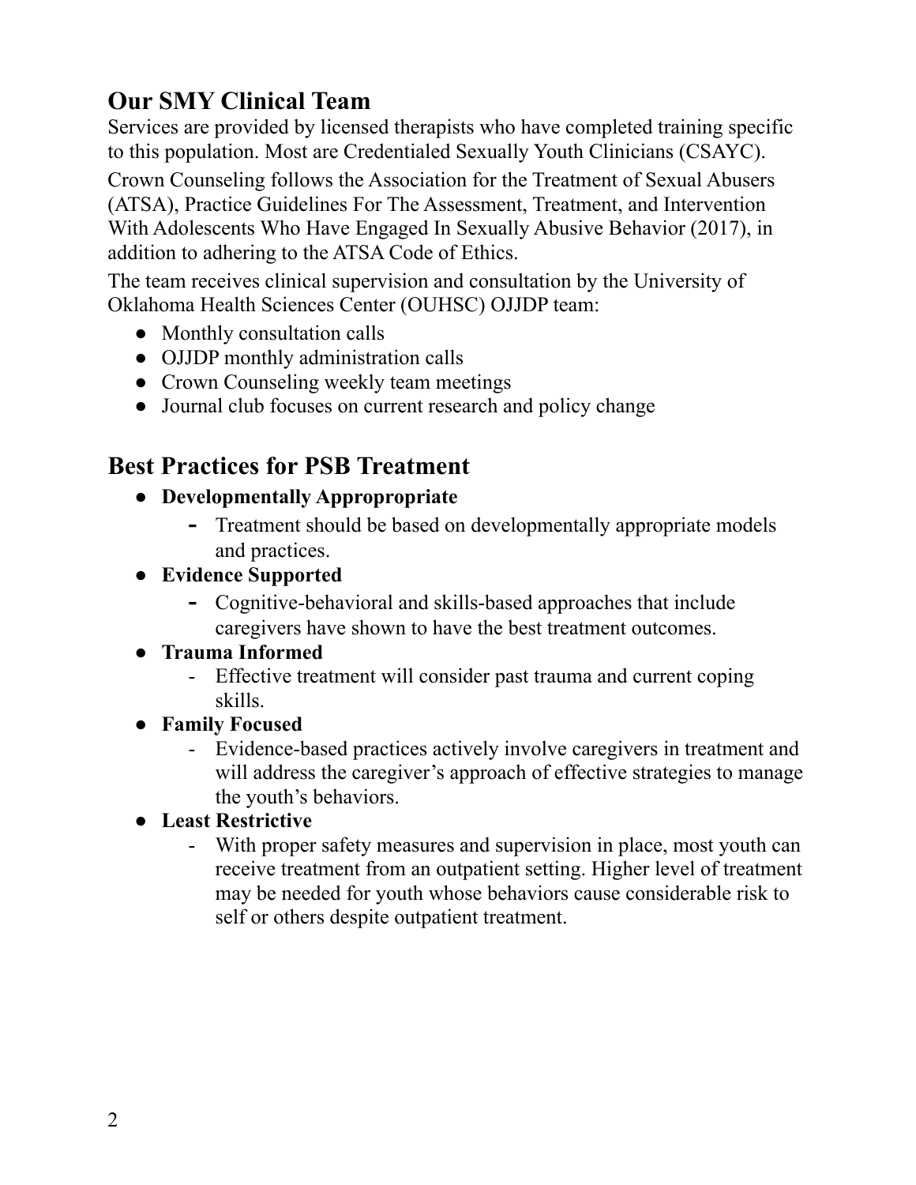## Our SMY Clinical Team

Services are provided by licensed therapists who have completed training specific to this population. Most are Credentialed Sexually Youth Clinicians (CSAYC).

Crown Counseling follows the Association for the Treatment of Sexual Abusers (ATSA), Practice Guidelines For The Assessment, Treatment, and Intervention With Adolescents Who Have Engaged In Sexually Abusive Behavior (2017), in addition to adhering to the ATSA Code of Ethics.

The team receives clinical supervision and consultation by the University of Oklahoma Health Sciences Center (OUHSC) OJJDP team:

- Monthly consultation calls
- OJJDP monthly administration calls
- Crown Counseling weekly team meetings
- Journal club focuses on current research and policy change

## Best Practices for PSB Treatment

- **Developmentally Appropropriate**
  - Treatment should be based on developmentally appropriate models and practices.
- **Evidence Supported**
  - Cognitive-behavioral and skills-based approaches that include caregivers have shown to have the best treatment outcomes.
- **Trauma Informed**
  - Effective treatment will consider past trauma and current coping skills.
- **Family Focused**
  - Evidence-based practices actively involve caregivers in treatment and will address the caregiver's approach of effective strategies to manage the youth's behaviors.
- **Least Restrictive**
  - With proper safety measures and supervision in place, most youth can receive treatment from an outpatient setting. Higher level of treatment may be needed for youth whose behaviors cause considerable risk to self or others despite outpatient treatment.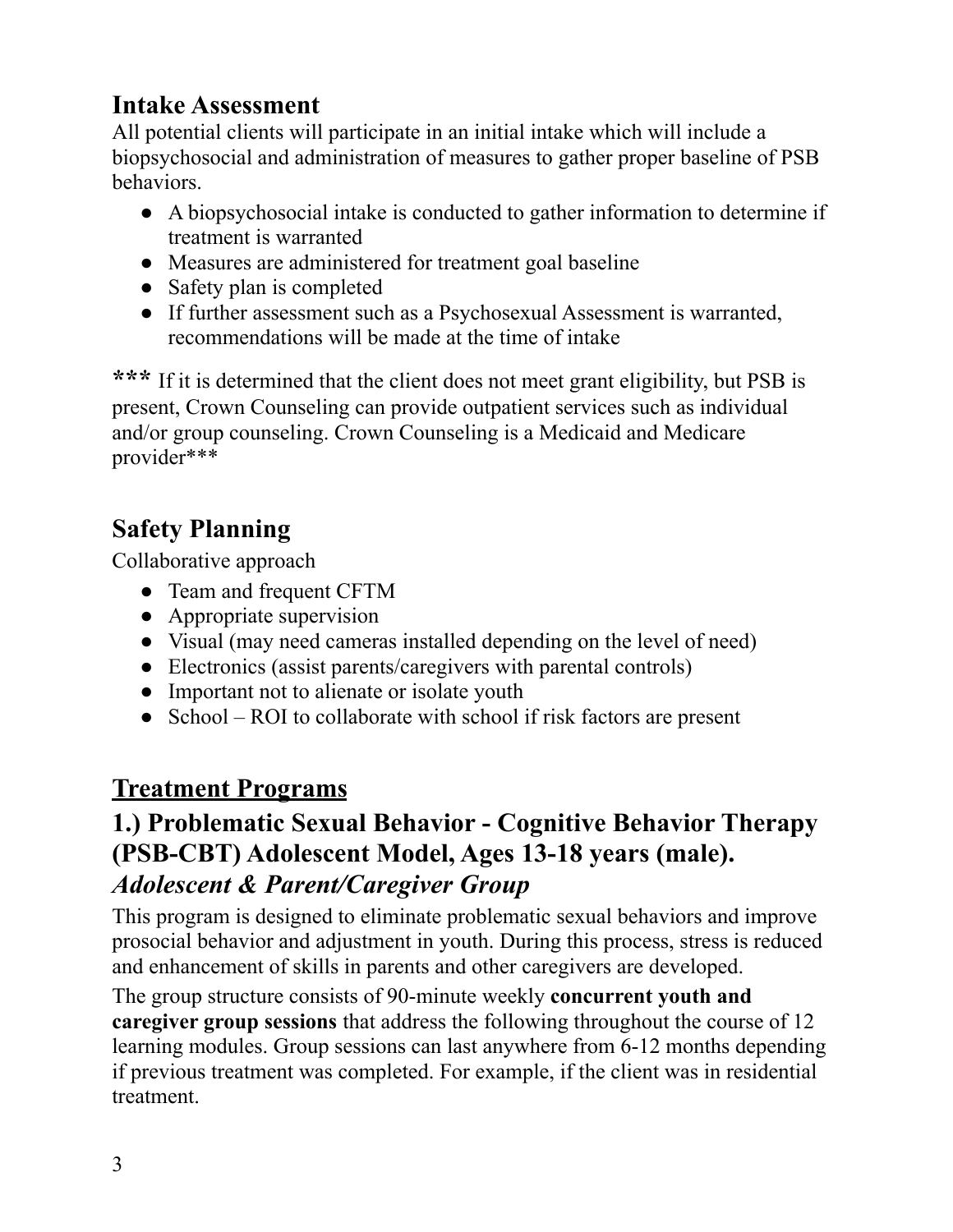## Intake Assessment

All potential clients will participate in an initial intake which will include a biopsychosocial and administration of measures to gather proper baseline of PSB behaviors.

- A biopsychosocial intake is conducted to gather information to determine if treatment is warranted
- Measures are administered for treatment goal baseline
- Safety plan is completed
- If further assessment such as a Psychosexual Assessment is warranted, recommendations will be made at the time of intake

**\*\*\*** If it is determined that the client does not meet grant eligibility, but PSB is present, Crown Counseling can provide outpatient services such as individual and/or group counseling. Crown Counseling is a Medicaid and Medicare provider***

## Safety Planning

Collaborative approach

- Team and frequent CFTM
- Appropriate supervision
- Visual (may need cameras installed depending on the level of need)
- Electronics (assist parents/caregivers with parental controls)
- Important not to alienate or isolate youth
- School – ROI to collaborate with school if risk factors are present

## <u>Treatment Programs</u>

### 1.) Problematic Sexual Behavior - Cognitive Behavior Therapy (PSB-CBT) Adolescent Model, Ages 13-18 years (male).

### *Adolescent & Parent/Caregiver Group*

This program is designed to eliminate problematic sexual behaviors and improve prosocial behavior and adjustment in youth. During this process, stress is reduced and enhancement of skills in parents and other caregivers are developed.

The group structure consists of 90-minute weekly **concurrent youth and caregiver group sessions** that address the following throughout the course of 12 learning modules. Group sessions can last anywhere from 6-12 months depending if previous treatment was completed. For example, if the client was in residential treatment.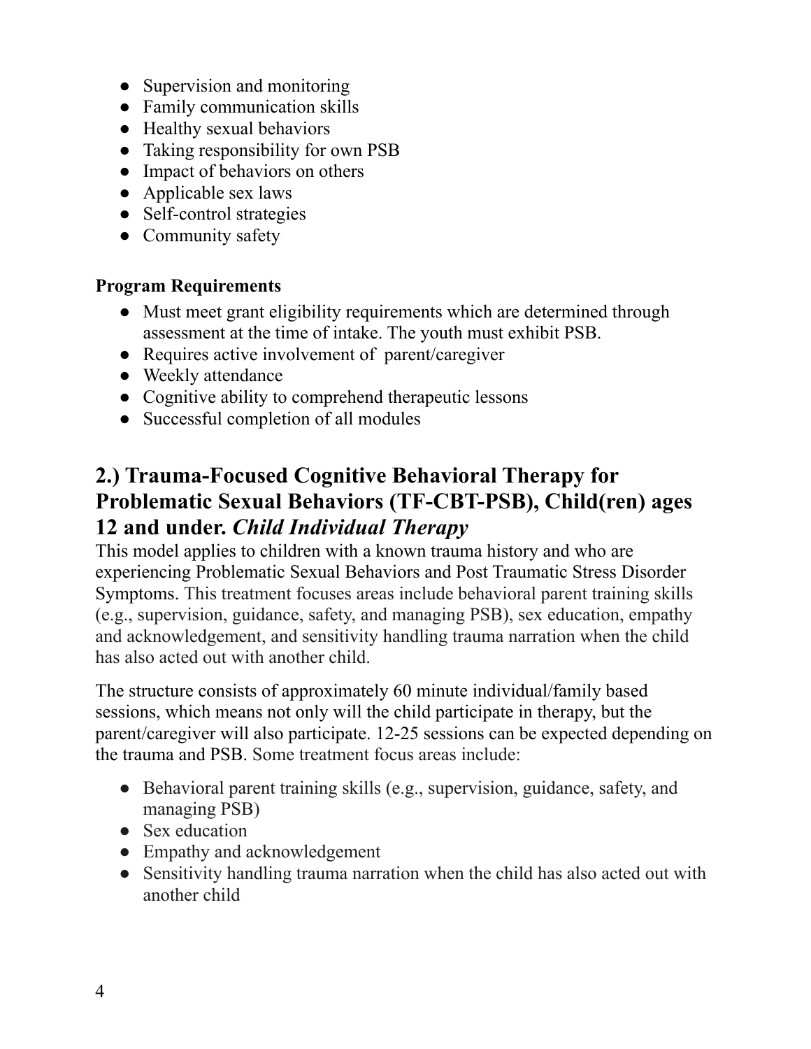- Supervision and monitoring
- Family communication skills
- Healthy sexual behaviors
- Taking responsibility for own PSB
- Impact of behaviors on others
- Applicable sex laws
- Self-control strategies
- Community safety

**Program Requirements**

- Must meet grant eligibility requirements which are determined through assessment at the time of intake. The youth must exhibit PSB.
- Requires active involvement of parent/caregiver
- Weekly attendance
- Cognitive ability to comprehend therapeutic lessons
- Successful completion of all modules

## 2.) Trauma-Focused Cognitive Behavioral Therapy for Problematic Sexual Behaviors (TF-CBT-PSB), Child(ren) ages 12 and under. *Child Individual Therapy*

This model applies to children with a known trauma history and who are experiencing Problematic Sexual Behaviors and Post Traumatic Stress Disorder Symptoms. This treatment focuses areas include behavioral parent training skills (e.g., supervision, guidance, safety, and managing PSB), sex education, empathy and acknowledgement, and sensitivity handling trauma narration when the child has also acted out with another child.

The structure consists of approximately 60 minute individual/family based sessions, which means not only will the child participate in therapy, but the parent/caregiver will also participate. 12-25 sessions can be expected depending on the trauma and PSB. Some treatment focus areas include:

- Behavioral parent training skills (e.g., supervision, guidance, safety, and managing PSB)
- Sex education
- Empathy and acknowledgement
- Sensitivity handling trauma narration when the child has also acted out with another child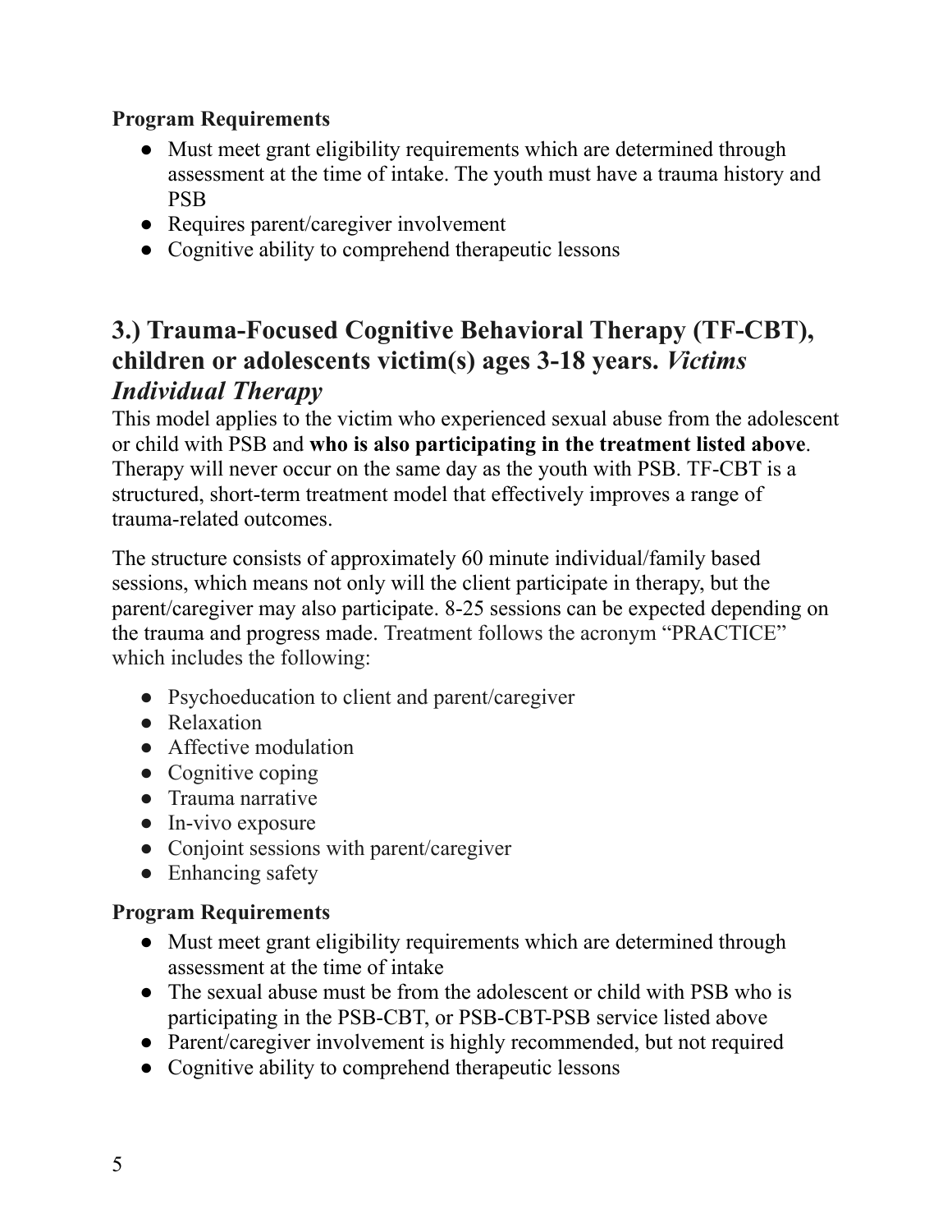**Program Requirements**

- Must meet grant eligibility requirements which are determined through assessment at the time of intake. The youth must have a trauma history and PSB
- Requires parent/caregiver involvement
- Cognitive ability to comprehend therapeutic lessons

## 3.) Trauma-Focused Cognitive Behavioral Therapy (TF-CBT), children or adolescents victim(s) ages 3-18 years. *Victims Individual Therapy*

This model applies to the victim who experienced sexual abuse from the adolescent or child with PSB and **who is also participating in the treatment listed above**. Therapy will never occur on the same day as the youth with PSB. TF-CBT is a structured, short-term treatment model that effectively improves a range of trauma-related outcomes.

The structure consists of approximately 60 minute individual/family based sessions, which means not only will the client participate in therapy, but the parent/caregiver may also participate. 8-25 sessions can be expected depending on the trauma and progress made. Treatment follows the acronym "PRACTICE" which includes the following:

- Psychoeducation to client and parent/caregiver
- Relaxation
- Affective modulation
- Cognitive coping
- Trauma narrative
- In-vivo exposure
- Conjoint sessions with parent/caregiver
- Enhancing safety

**Program Requirements**

- Must meet grant eligibility requirements which are determined through assessment at the time of intake
- The sexual abuse must be from the adolescent or child with PSB who is participating in the PSB-CBT, or PSB-CBT-PSB service listed above
- Parent/caregiver involvement is highly recommended, but not required
- Cognitive ability to comprehend therapeutic lessons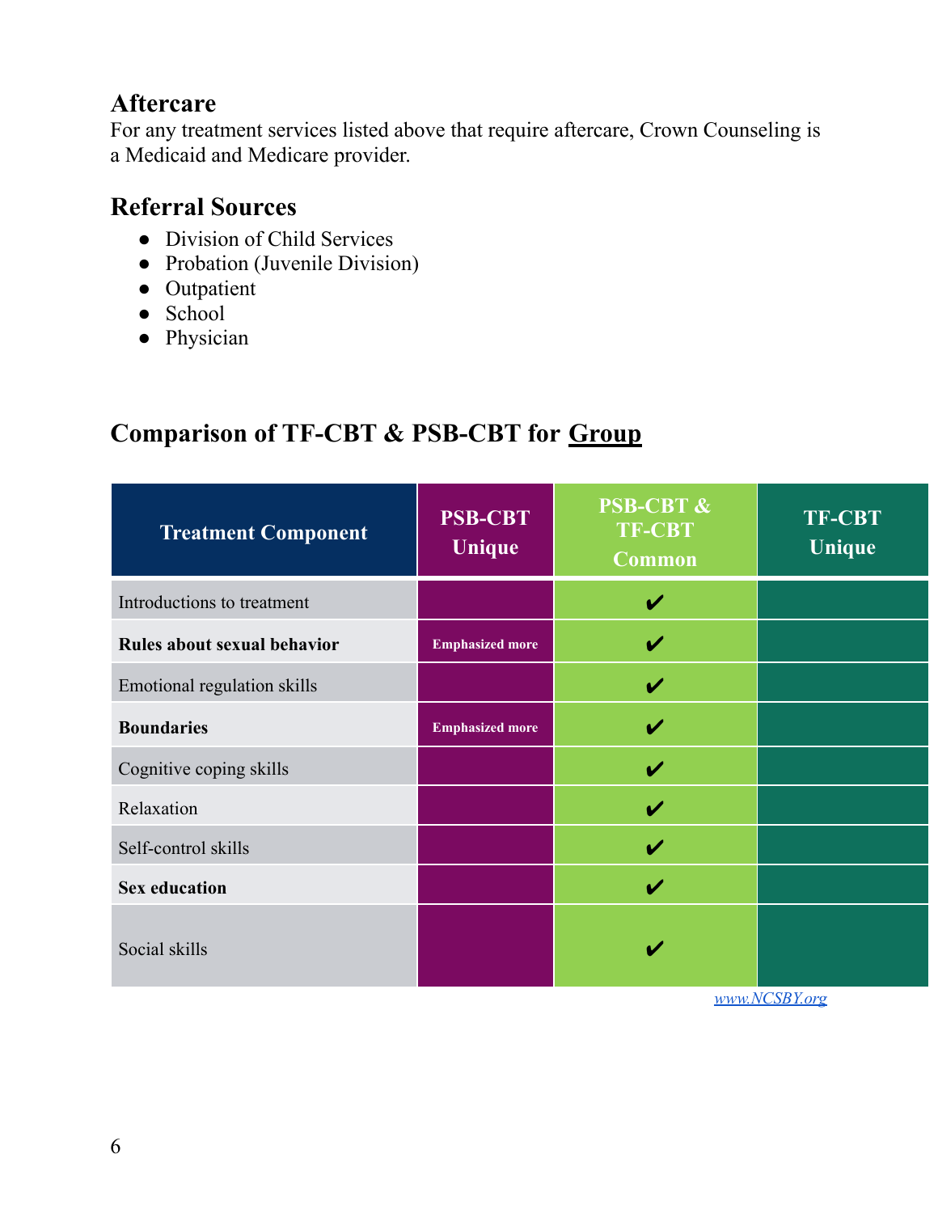## Aftercare

For any treatment services listed above that require aftercare, Crown Counseling is a Medicaid and Medicare provider.

## Referral Sources

- Division of Child Services
- Probation (Juvenile Division)
- Outpatient
- School
- Physician

## Comparison of TF-CBT & PSB-CBT for <u>Group</u>

| Treatment Component | PSB-CBT Unique | PSB-CBT & TF-CBT Common | TF-CBT Unique |
|---|---|---|---|
| Introductions to treatment | | ✔ | |
| **Rules about sexual behavior** | **Emphasized more** | ✔ | |
| Emotional regulation skills | | ✔ | |
| **Boundaries** | **Emphasized more** | ✔ | |
| Cognitive coping skills | | ✔ | |
| Relaxation | | ✔ | |
| Self-control skills | | ✔ | |
| **Sex education** | | ✔ | |
| Social skills | | ✔ | |

[www.NCSBY.org](http://www.NCSBY.org)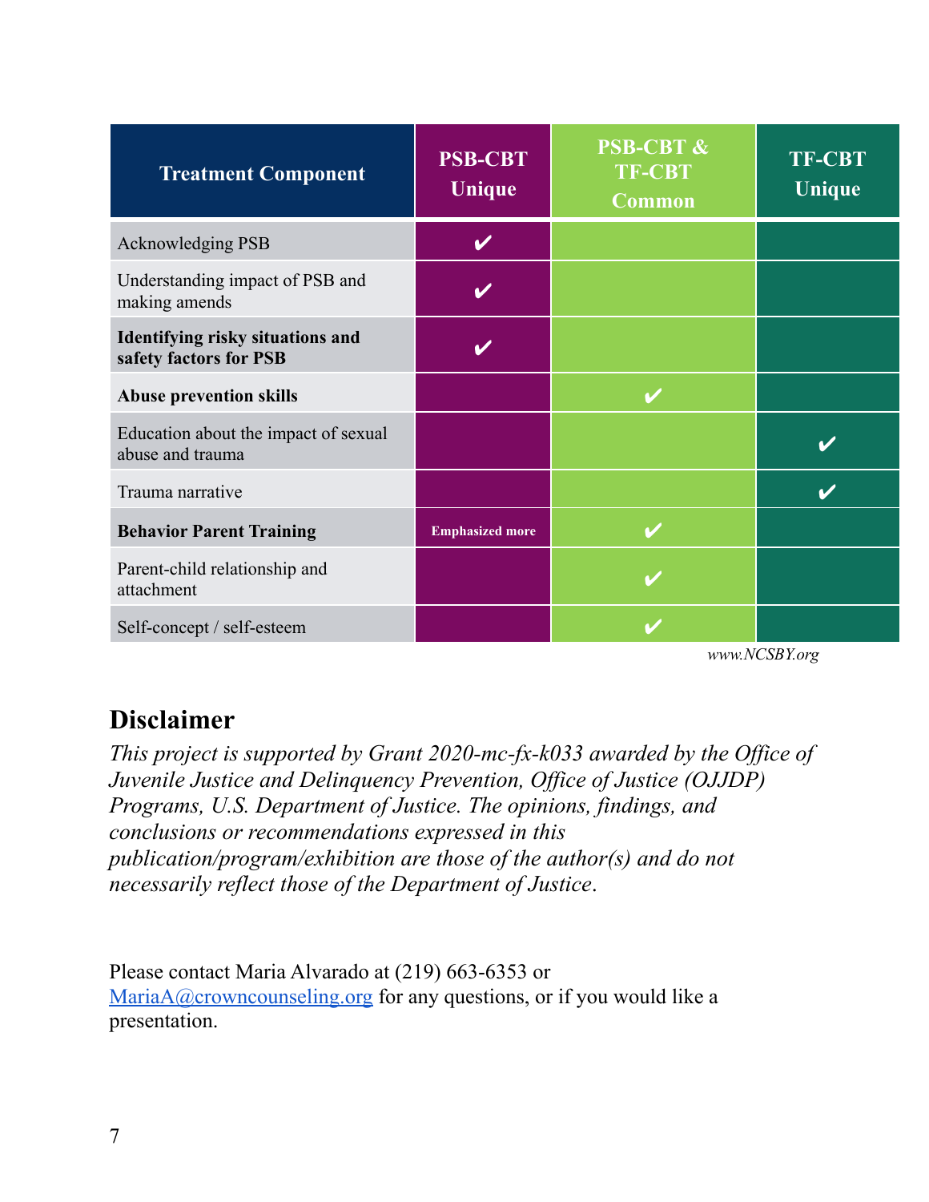| Treatment Component | PSB-CBT Unique | PSB-CBT & TF-CBT Common | TF-CBT Unique |
|---|---|---|---|
| Acknowledging PSB | ✔ | | |
| Understanding impact of PSB and making amends | ✔ | | |
| **Identifying risky situations and safety factors for PSB** | ✔ | | |
| **Abuse prevention skills** | | ✔ | |
| Education about the impact of sexual abuse and trauma | | | ✔ |
| Trauma narrative | | | ✔ |
| **Behavior Parent Training** | **Emphasized more** | ✔ | |
| Parent-child relationship and attachment | | ✔ | |
| Self-concept / self-esteem | | ✔ | |

*www.NCSBY.org*

## Disclaimer

*This project is supported by Grant 2020-mc-fx-k033 awarded by the Office of Juvenile Justice and Delinquency Prevention, Office of Justice (OJJDP) Programs, U.S. Department of Justice. The opinions, findings, and conclusions or recommendations expressed in this publication/program/exhibition are those of the author(s) and do not necessarily reflect those of the Department of Justice.*

Please contact Maria Alvarado at (219) 663-6353 or MariaA@crowncounseling.org for any questions, or if you would like a presentation.